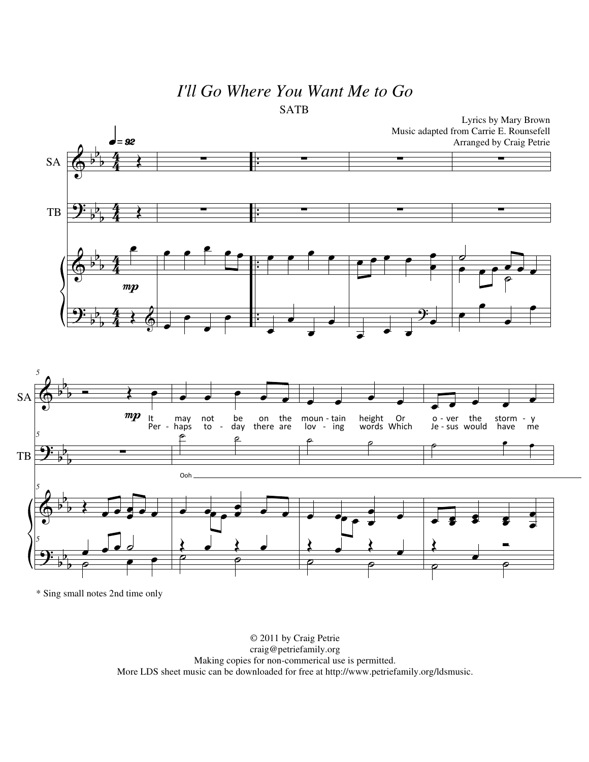# I'll Go Where You Want Me to Go

SATB

Lyrics by Mary Brown
Music adapted from Carrie E. Rounsefell
Arranged by Craig Petrie

\* Sing small notes 2nd time only

© 2011 by Craig Petrie
craig@petriefamily.org
Making copies for non-commerical use is permitted.
More LDS sheet music can be downloaded for free at http://www.petriefamily.org/ldsmusic.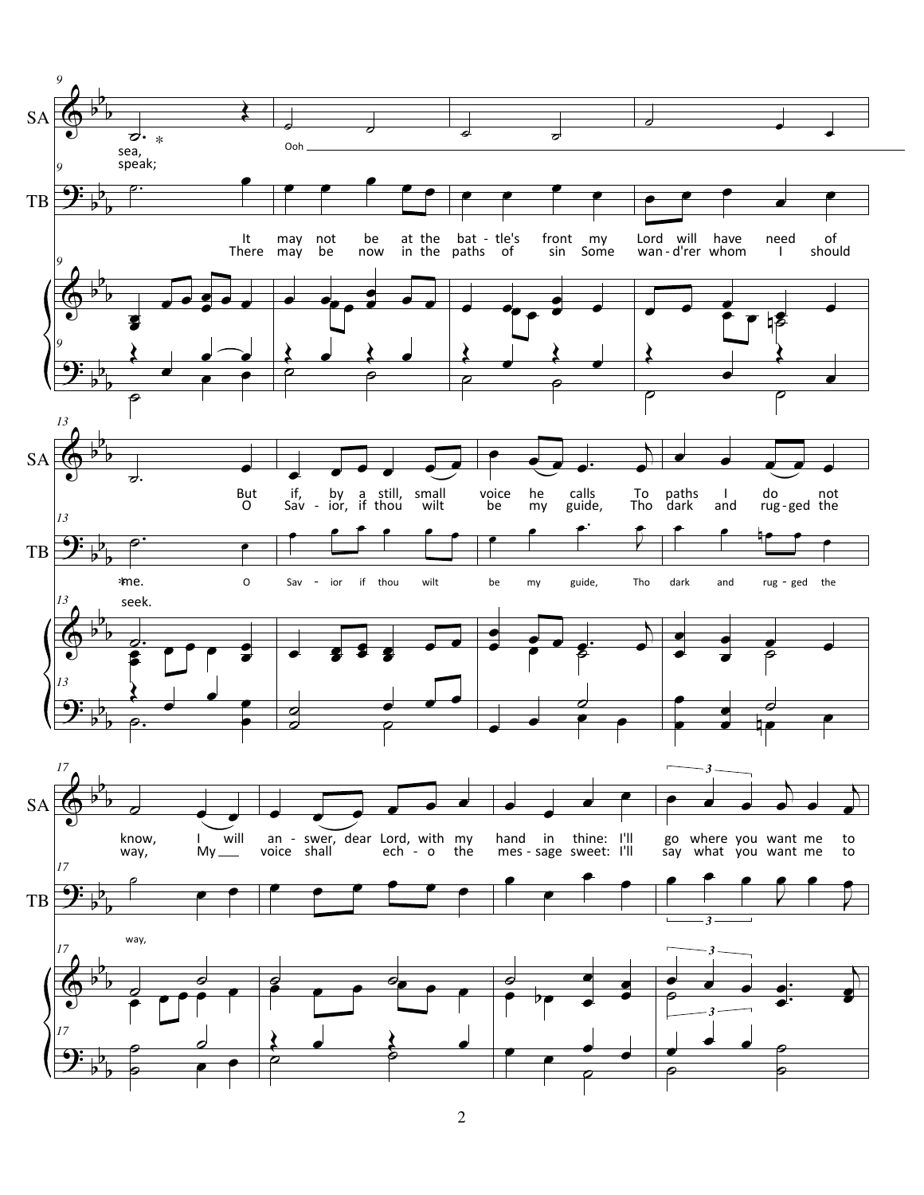SA: sea, * / speak;

Ooh

TB: It may not be at the bat - tle's front my Lord will have need of
There may be now in the paths of sin Some wan - d'rer whom I should

SA: But if, by a still, small voice he calls To paths I do not
O Sav - ior, if thou wilt be my guide, Tho dark and rug - ged the

TB: *me. O Sav - ior if thou wilt be my guide, Tho dark and rug - ged the
seek.

SA: know, I will an - swer, dear Lord, with my hand in thine: I'll go where you want me to
way, My ___ voice shall ech - o the mes - sage sweet: I'll say what you want me to

TB: way,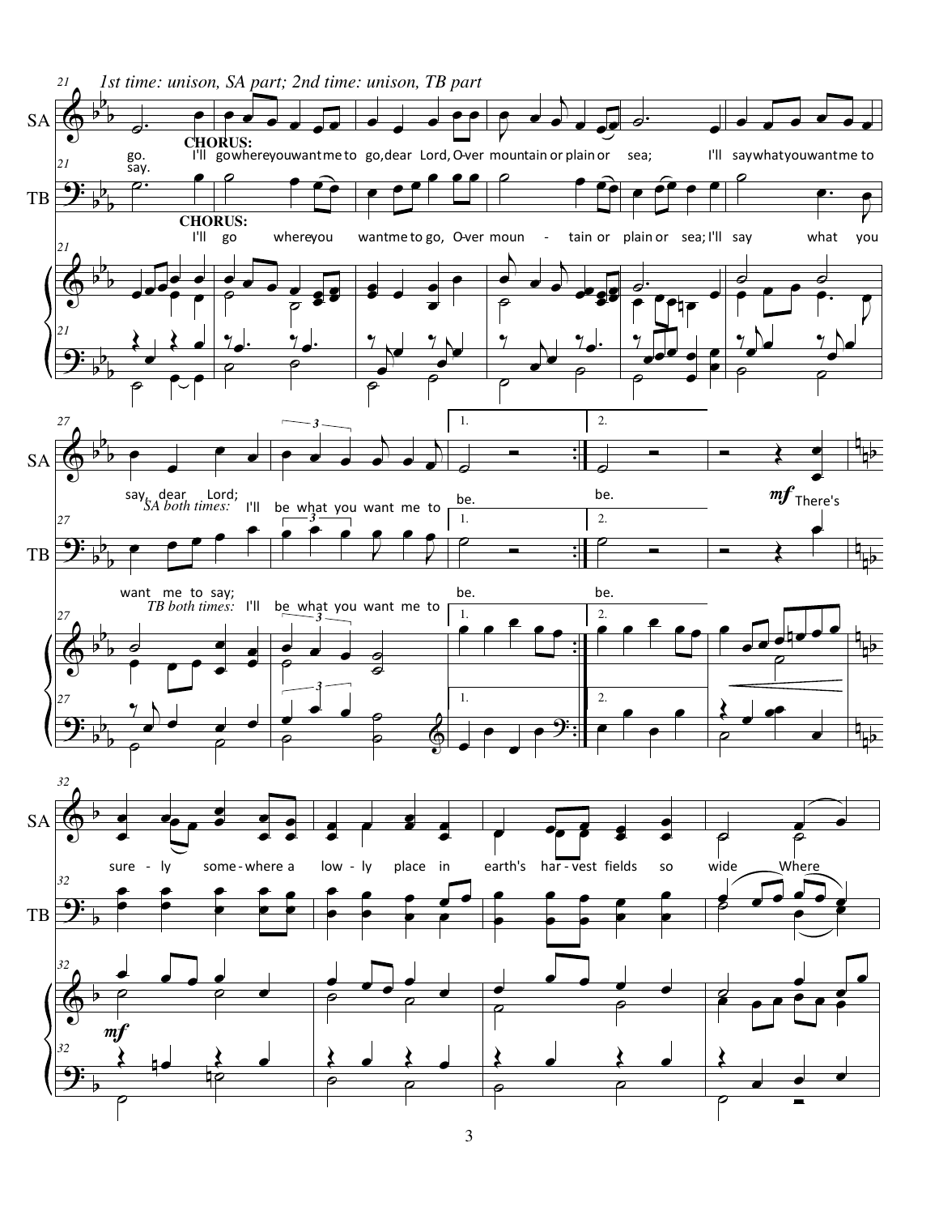*1st time: unison, SA part; 2nd time: unison, TB part*

**CHORUS:**

SA: go. / say. I'll go where you want me to go, dear Lord, O-ver mountain or plain or sea; I'll say what you want me to say, dear Lord;

*SA both times:* I'll be what you want me to be. be.

**CHORUS:**

TB: I'll go where you want me to go, O-ver moun - tain or plain or sea; I'll say what you want me to say;

*TB both times:* I'll be what you want me to be. be.

*mf* There's sure - ly some-where a low - ly place in earth's har - vest fields so wide Where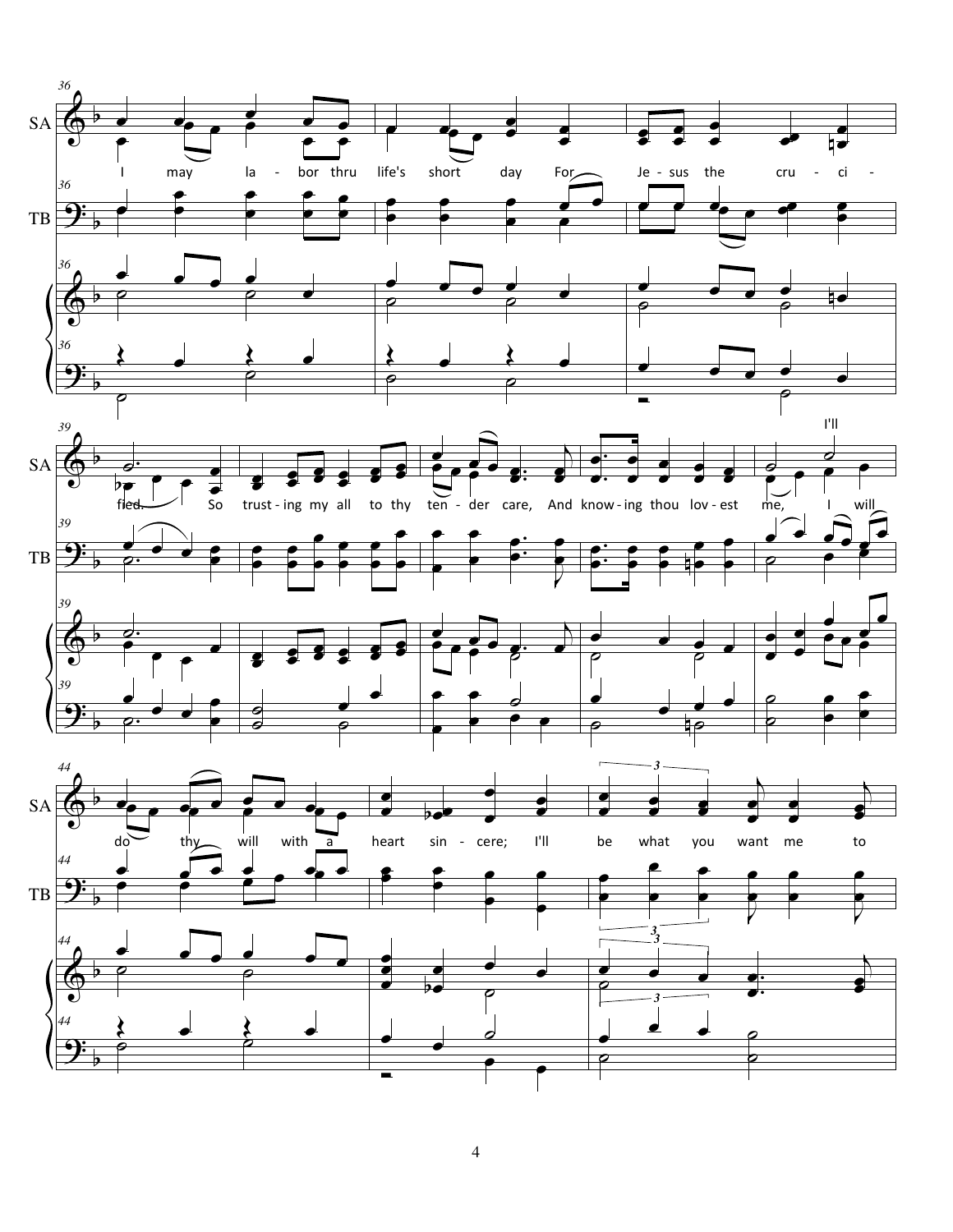I may la - bor thru life's short day For Je - sus the cru - ci - fied. So trust - ing my all to thy ten - der care, And know - ing thou lov - est me, I'll I will do thy will with a heart sin - cere; I'll be what you want me to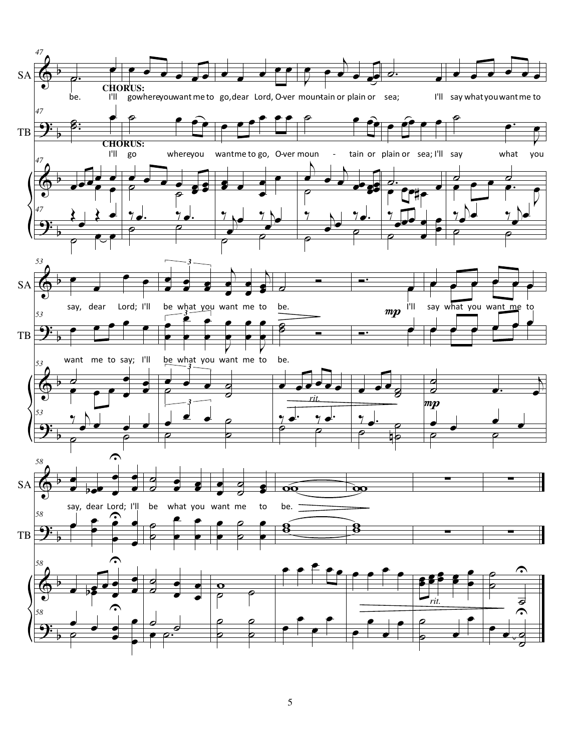SA

be. **CHORUS:** I'll go where you want me to go, dear Lord, O-ver moun-tain or plain or sea; I'll say what you want me to

TB

**CHORUS:** I'll go where you want me to go, O-ver moun - tain or plain or sea; I'll say what you

say, dear Lord; I'll be what you want me to be.

want me to say; I'll be what you want me to be.

*mp* I'll say what you want me to

*rit.*

*mp*

say, dear Lord; I'll be what you want me to be.

*rit.*